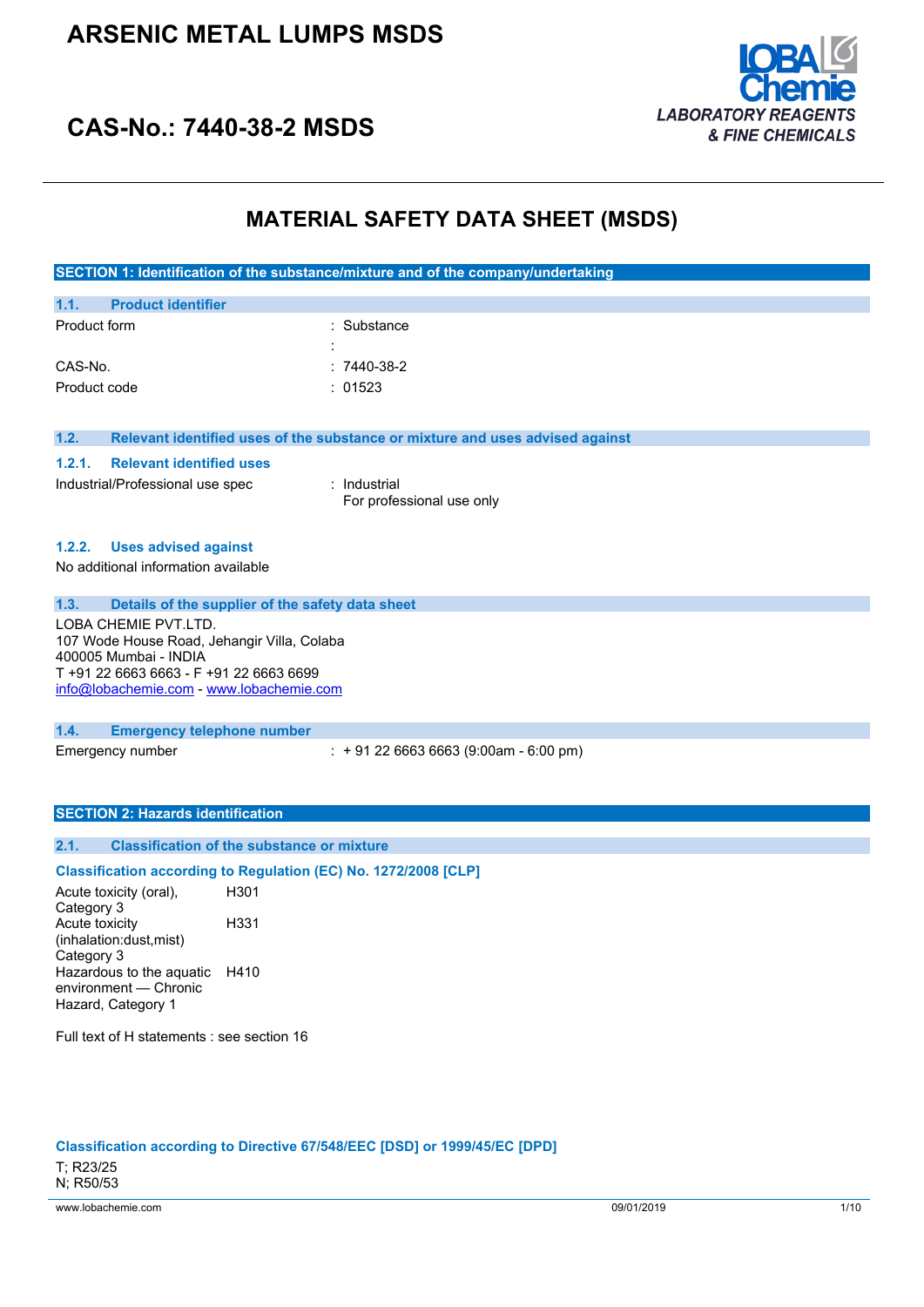# ARSENIC METAL LUMPS MSDS

## CAS-No.: 7440-38-2 MSDS

LOBA Chemie
*LABORATORY REAGENTS & FINE CHEMICALS*

# MATERIAL SAFETY DATA SHEET (MSDS)

## SECTION 1: Identification of the substance/mixture and of the company/undertaking

### 1.1. Product identifier

| | |
|---|---|
| Product form | : Substance |
| | : |
| CAS-No. | : 7440-38-2 |
| Product code | : 01523 |

### 1.2. Relevant identified uses of the substance or mixture and uses advised against

#### 1.2.1. Relevant identified uses

| | |
|---|---|
| Industrial/Professional use spec | : Industrial<br>For professional use only |

#### 1.2.2. Uses advised against

No additional information available

### 1.3. Details of the supplier of the safety data sheet

LOBA CHEMIE PVT.LTD.
107 Wode House Road, Jehangir Villa, Colaba
400005 Mumbai - INDIA
T +91 22 6663 6663 - F +91 22 6663 6699
info@lobachemie.com - www.lobachemie.com

### 1.4. Emergency telephone number

| | |
|---|---|
| Emergency number | : + 91 22 6663 6663 (9:00am - 6:00 pm) |

## SECTION 2: Hazards identification

### 2.1. Classification of the substance or mixture

#### Classification according to Regulation (EC) No. 1272/2008 [CLP]

| | |
|---|---|
| Acute toxicity (oral), Category 3 | H301 |
| Acute toxicity (inhalation:dust,mist) Category 3 | H331 |
| Hazardous to the aquatic environment — Chronic Hazard, Category 1 | H410 |

Full text of H statements : see section 16

#### Classification according to Directive 67/548/EEC [DSD] or 1999/45/EC [DPD]

T; R23/25
N; R50/53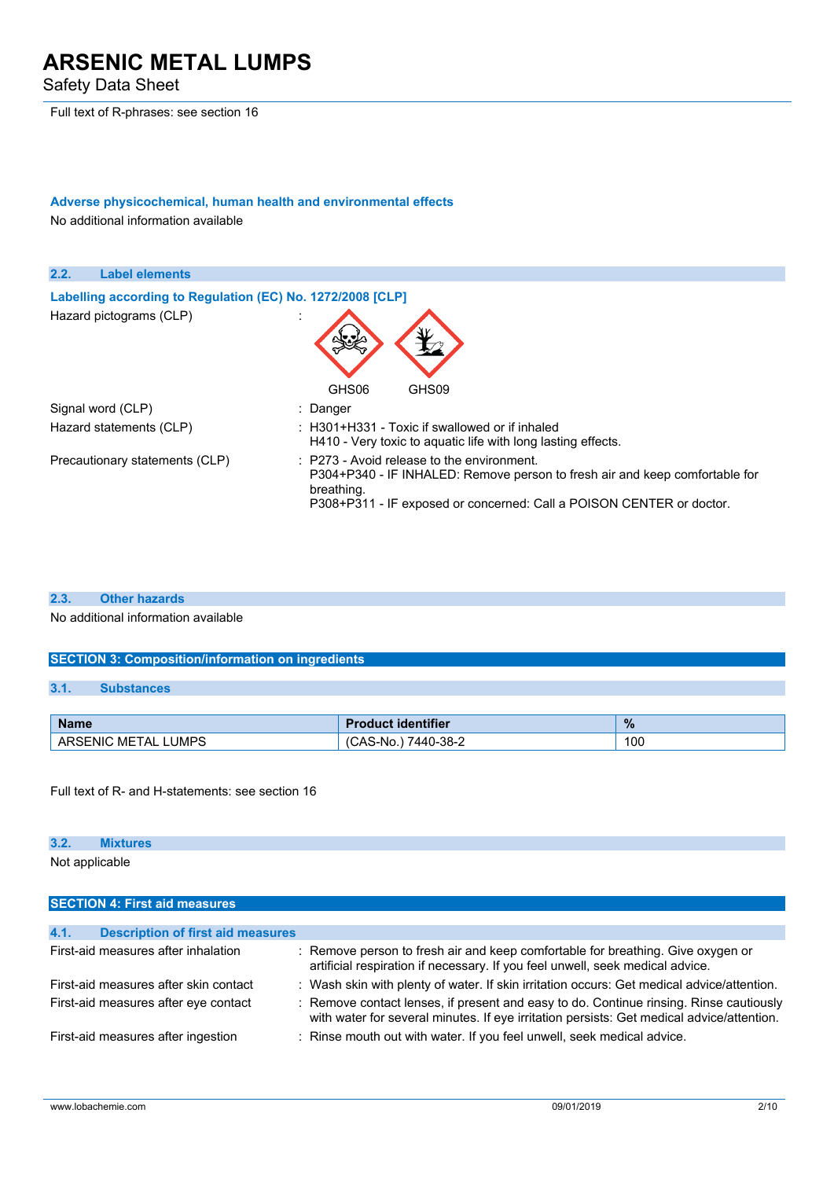Full text of R-phrases: see section 16

**Adverse physicochemical, human health and environmental effects**

No additional information available

### 2.2. Label elements

**Labelling according to Regulation (EC) No. 1272/2008 [CLP]**

Hazard pictograms (CLP) :

GHS06 GHS09

Signal word (CLP) : Danger

Hazard statements (CLP) : H301+H331 - Toxic if swallowed or if inhaled
H410 - Very toxic to aquatic life with long lasting effects.

Precautionary statements (CLP) : P273 - Avoid release to the environment.
P304+P340 - IF INHALED: Remove person to fresh air and keep comfortable for breathing.
P308+P311 - IF exposed or concerned: Call a POISON CENTER or doctor.

### 2.3. Other hazards

No additional information available

## SECTION 3: Composition/information on ingredients

### 3.1. Substances

| Name | Product identifier | % |
|---|---|---|
| ARSENIC METAL LUMPS | (CAS-No.) 7440-38-2 | 100 |

Full text of R- and H-statements: see section 16

### 3.2. Mixtures

Not applicable

## SECTION 4: First aid measures

### 4.1. Description of first aid measures

First-aid measures after inhalation : Remove person to fresh air and keep comfortable for breathing. Give oxygen or artificial respiration if necessary. If you feel unwell, seek medical advice.

First-aid measures after skin contact : Wash skin with plenty of water. If skin irritation occurs: Get medical advice/attention.

First-aid measures after eye contact : Remove contact lenses, if present and easy to do. Continue rinsing. Rinse cautiously with water for several minutes. If eye irritation persists: Get medical advice/attention.

First-aid measures after ingestion : Rinse mouth out with water. If you feel unwell, seek medical advice.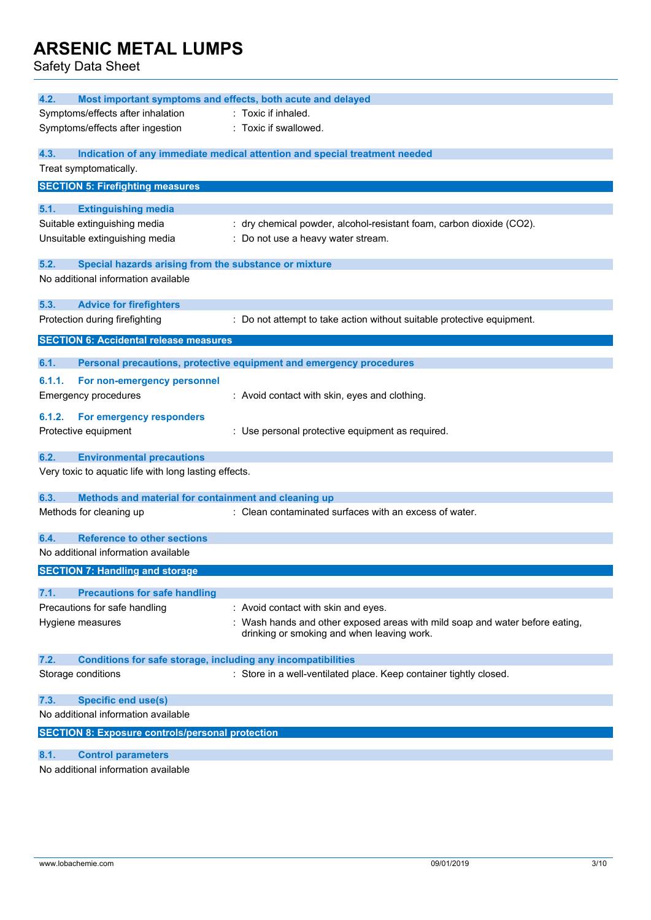### 4.2. Most important symptoms and effects, both acute and delayed

| | |
|---|---|
| Symptoms/effects after inhalation | : Toxic if inhaled. |
| Symptoms/effects after ingestion | : Toxic if swallowed. |

### 4.3. Indication of any immediate medical attention and special treatment needed

Treat symptomatically.

## SECTION 5: Firefighting measures

### 5.1. Extinguishing media

| | |
|---|---|
| Suitable extinguishing media | : dry chemical powder, alcohol-resistant foam, carbon dioxide ($CO_2$). |
| Unsuitable extinguishing media | : Do not use a heavy water stream. |

### 5.2. Special hazards arising from the substance or mixture

No additional information available

### 5.3. Advice for firefighters

| | |
|---|---|
| Protection during firefighting | : Do not attempt to take action without suitable protective equipment. |

## SECTION 6: Accidental release measures

### 6.1. Personal precautions, protective equipment and emergency procedures

#### 6.1.1. For non-emergency personnel

| | |
|---|---|
| Emergency procedures | : Avoid contact with skin, eyes and clothing. |

#### 6.1.2. For emergency responders

| | |
|---|---|
| Protective equipment | : Use personal protective equipment as required. |

### 6.2. Environmental precautions

Very toxic to aquatic life with long lasting effects.

### 6.3. Methods and material for containment and cleaning up

| | |
|---|---|
| Methods for cleaning up | : Clean contaminated surfaces with an excess of water. |

### 6.4. Reference to other sections

No additional information available

## SECTION 7: Handling and storage

### 7.1. Precautions for safe handling

| | |
|---|---|
| Precautions for safe handling | : Avoid contact with skin and eyes. |
| Hygiene measures | : Wash hands and other exposed areas with mild soap and water before eating, drinking or smoking and when leaving work. |

### 7.2. Conditions for safe storage, including any incompatibilities

| | |
|---|---|
| Storage conditions | : Store in a well-ventilated place. Keep container tightly closed. |

### 7.3. Specific end use(s)

No additional information available

## SECTION 8: Exposure controls/personal protection

### 8.1. Control parameters

No additional information available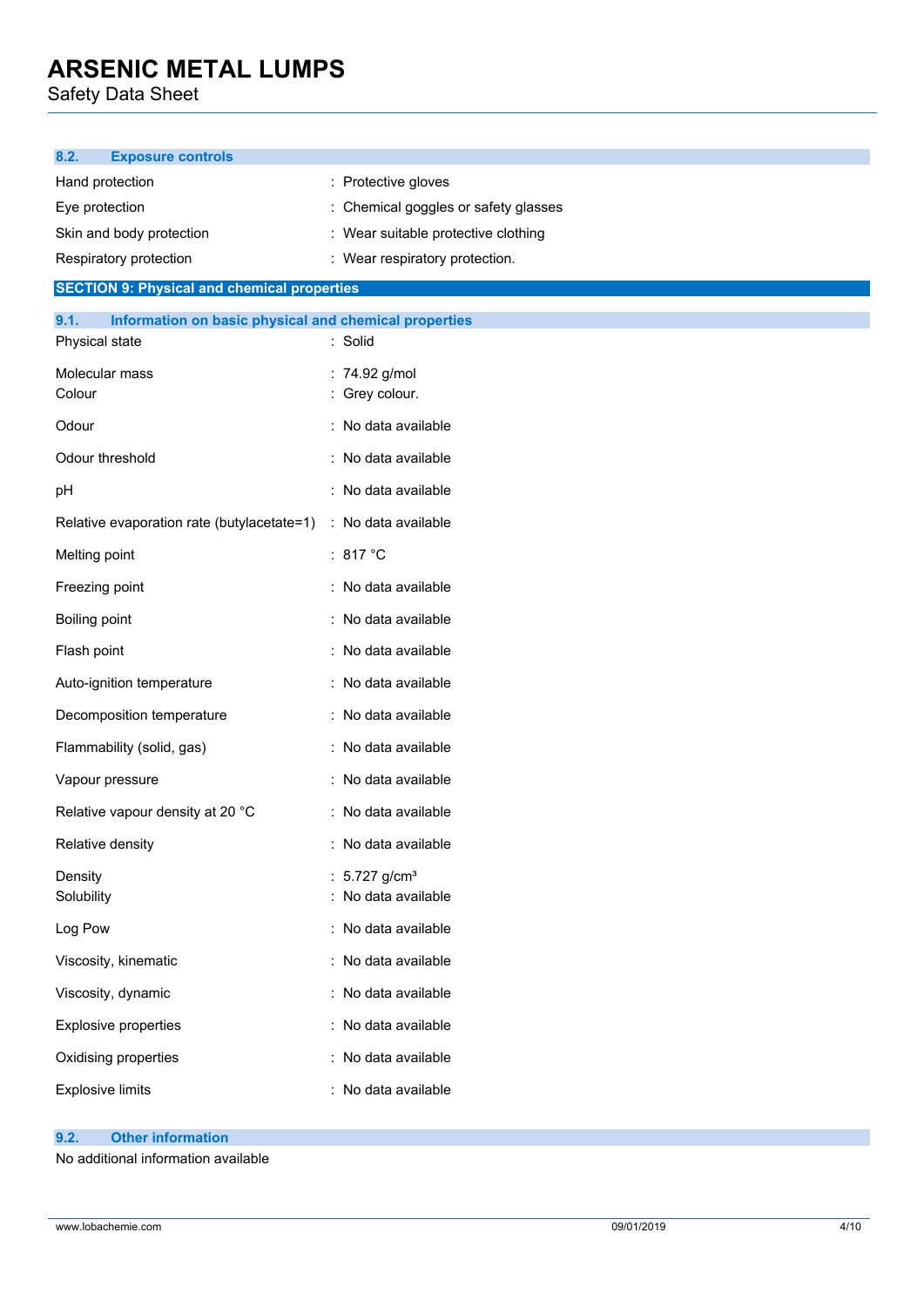### 8.2. Exposure controls

| | |
|---|---|
| Hand protection | : Protective gloves |
| Eye protection | : Chemical goggles or safety glasses |
| Skin and body protection | : Wear suitable protective clothing |
| Respiratory protection | : Wear respiratory protection. |

## SECTION 9: Physical and chemical properties

### 9.1. Information on basic physical and chemical properties

| | |
|---|---|
| Physical state | : Solid |
| Molecular mass | : 74.92 g/mol |
| Colour | : Grey colour. |
| Odour | : No data available |
| Odour threshold | : No data available |
| pH | : No data available |
| Relative evaporation rate (butylacetate=1) | : No data available |
| Melting point | : 817 °C |
| Freezing point | : No data available |
| Boiling point | : No data available |
| Flash point | : No data available |
| Auto-ignition temperature | : No data available |
| Decomposition temperature | : No data available |
| Flammability (solid, gas) | : No data available |
| Vapour pressure | : No data available |
| Relative vapour density at 20 °C | : No data available |
| Relative density | : No data available |
| Density | : 5.727 g/cm³ |
| Solubility | : No data available |
| Log Pow | : No data available |
| Viscosity, kinematic | : No data available |
| Viscosity, dynamic | : No data available |
| Explosive properties | : No data available |
| Oxidising properties | : No data available |
| Explosive limits | : No data available |

### 9.2. Other information

No additional information available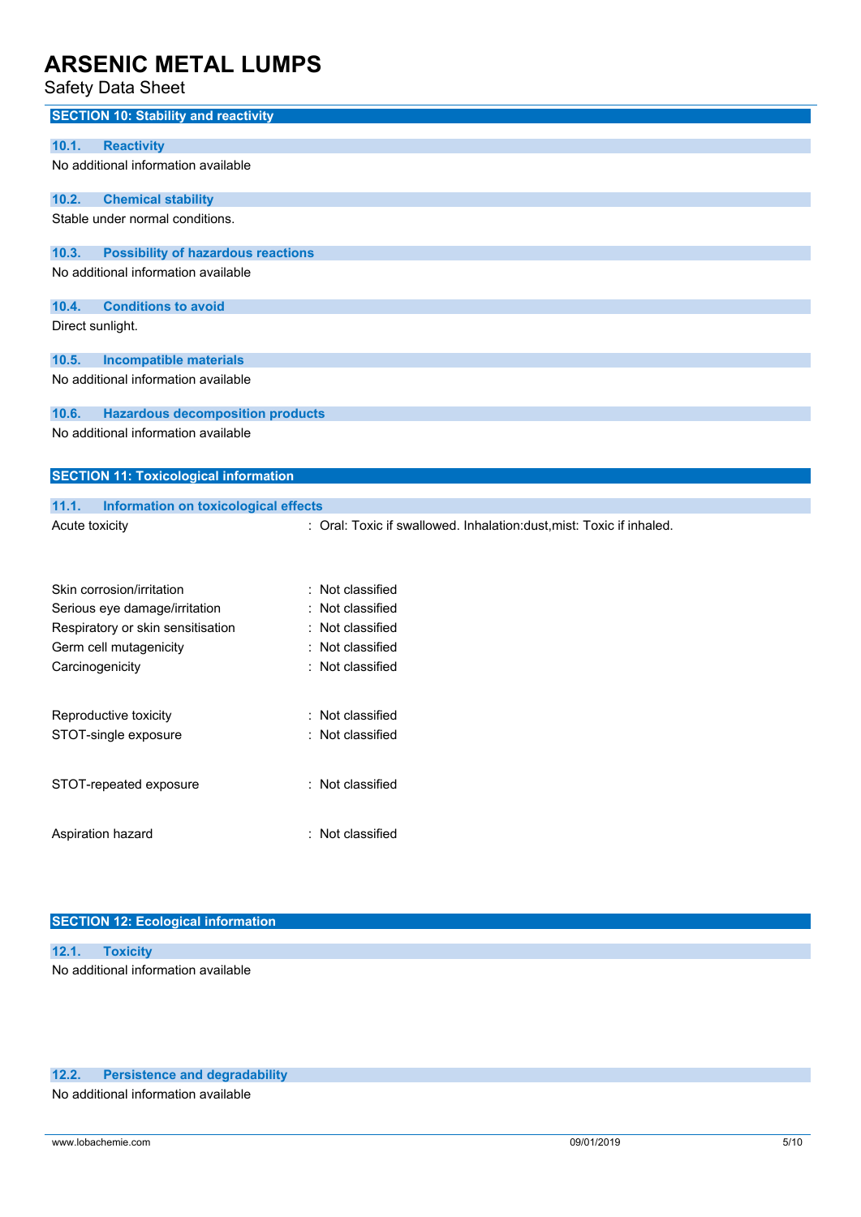## SECTION 10: Stability and reactivity

### 10.1. Reactivity

No additional information available

### 10.2. Chemical stability

Stable under normal conditions.

### 10.3. Possibility of hazardous reactions

No additional information available

### 10.4. Conditions to avoid

Direct sunlight.

### 10.5. Incompatible materials

No additional information available

### 10.6. Hazardous decomposition products

No additional information available

## SECTION 11: Toxicological information

### 11.1. Information on toxicological effects

| | |
|---|---|
| Acute toxicity | : Oral: Toxic if swallowed. Inhalation:dust,mist: Toxic if inhaled. |
| Skin corrosion/irritation | : Not classified |
| Serious eye damage/irritation | : Not classified |
| Respiratory or skin sensitisation | : Not classified |
| Germ cell mutagenicity | : Not classified |
| Carcinogenicity | : Not classified |
| Reproductive toxicity | : Not classified |
| STOT-single exposure | : Not classified |
| STOT-repeated exposure | : Not classified |
| Aspiration hazard | : Not classified |

## SECTION 12: Ecological information

### 12.1. Toxicity

No additional information available

### 12.2. Persistence and degradability

No additional information available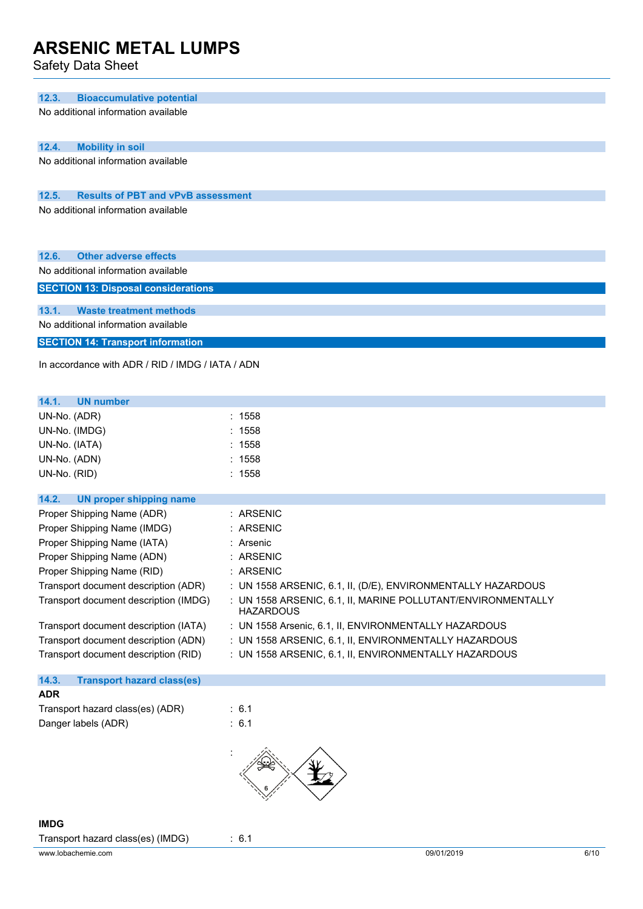### 12.3. Bioaccumulative potential

No additional information available

### 12.4. Mobility in soil

No additional information available

### 12.5. Results of PBT and vPvB assessment

No additional information available

### 12.6. Other adverse effects

No additional information available

## SECTION 13: Disposal considerations

### 13.1. Waste treatment methods

No additional information available

## SECTION 14: Transport information

In accordance with ADR / RID / IMDG / IATA / ADN

### 14.1. UN number

| | |
|---|---|
| UN-No. (ADR) | : 1558 |
| UN-No. (IMDG) | : 1558 |
| UN-No. (IATA) | : 1558 |
| UN-No. (ADN) | : 1558 |
| UN-No. (RID) | : 1558 |

### 14.2. UN proper shipping name

| | |
|---|---|
| Proper Shipping Name (ADR) | : ARSENIC |
| Proper Shipping Name (IMDG) | : ARSENIC |
| Proper Shipping Name (IATA) | : Arsenic |
| Proper Shipping Name (ADN) | : ARSENIC |
| Proper Shipping Name (RID) | : ARSENIC |
| Transport document description (ADR) | : UN 1558 ARSENIC, 6.1, II, (D/E), ENVIRONMENTALLY HAZARDOUS |
| Transport document description (IMDG) | : UN 1558 ARSENIC, 6.1, II, MARINE POLLUTANT/ENVIRONMENTALLY HAZARDOUS |
| Transport document description (IATA) | : UN 1558 Arsenic, 6.1, II, ENVIRONMENTALLY HAZARDOUS |
| Transport document description (ADN) | : UN 1558 ARSENIC, 6.1, II, ENVIRONMENTALLY HAZARDOUS |
| Transport document description (RID) | : UN 1558 ARSENIC, 6.1, II, ENVIRONMENTALLY HAZARDOUS |

### 14.3. Transport hazard class(es)

**ADR**

| | |
|---|---|
| Transport hazard class(es) (ADR) | : 6.1 |
| Danger labels (ADR) | : 6.1 |

**IMDG**

| | |
|---|---|
| Transport hazard class(es) (IMDG) | : 6.1 |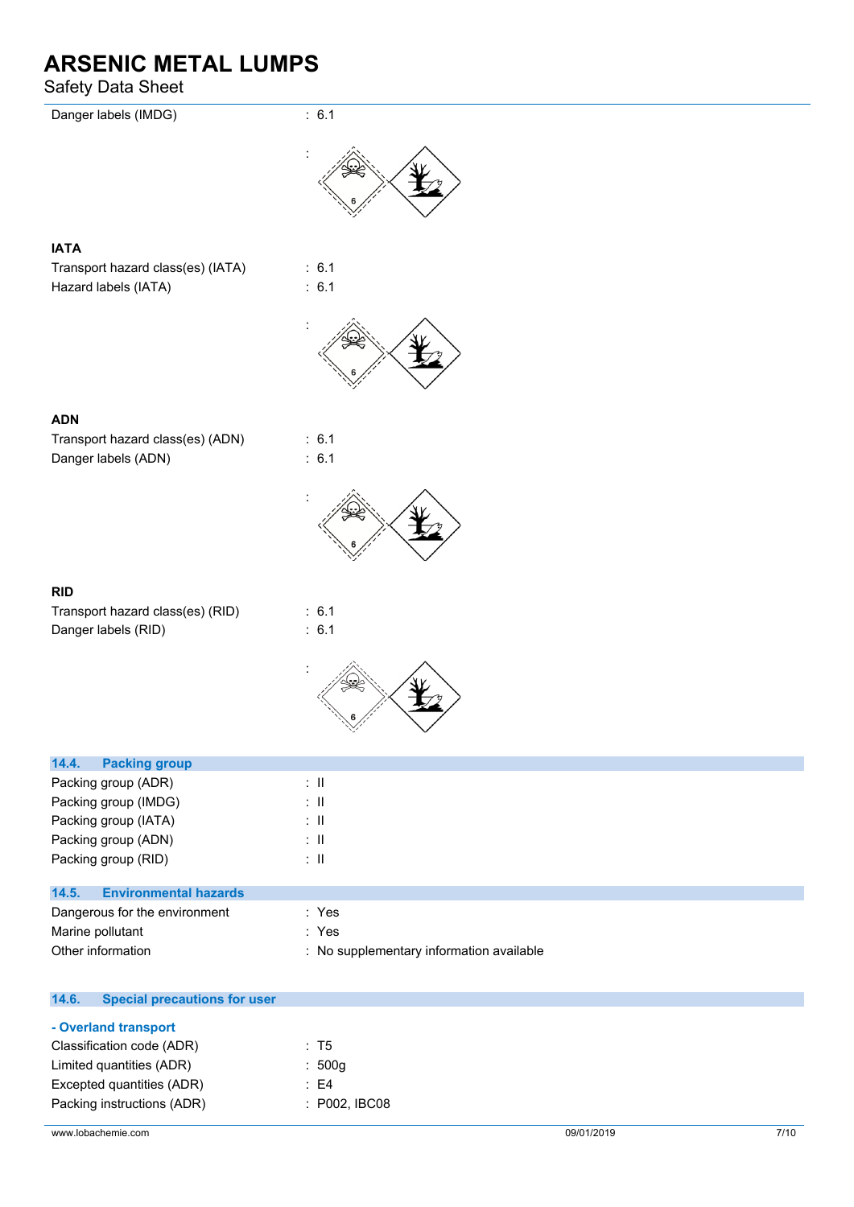Danger labels (IMDG) : 6.1

:

## IATA

Transport hazard class(es) (IATA) : 6.1

Hazard labels (IATA) : 6.1

:

## ADN

Transport hazard class(es) (ADN) : 6.1

Danger labels (ADN) : 6.1

:

## RID

Transport hazard class(es) (RID) : 6.1

Danger labels (RID) : 6.1

:

## 14.4. Packing group

| | |
|---|---|
| Packing group (ADR) | : II |
| Packing group (IMDG) | : II |
| Packing group (IATA) | : II |
| Packing group (ADN) | : II |
| Packing group (RID) | : II |

## 14.5. Environmental hazards

| | |
|---|---|
| Dangerous for the environment | : Yes |
| Marine pollutant | : Yes |
| Other information | : No supplementary information available |

## 14.6. Special precautions for user

### - Overland transport

| | |
|---|---|
| Classification code (ADR) | : T5 |
| Limited quantities (ADR) | : 500g |
| Excepted quantities (ADR) | : E4 |
| Packing instructions (ADR) | : P002, IBC08 |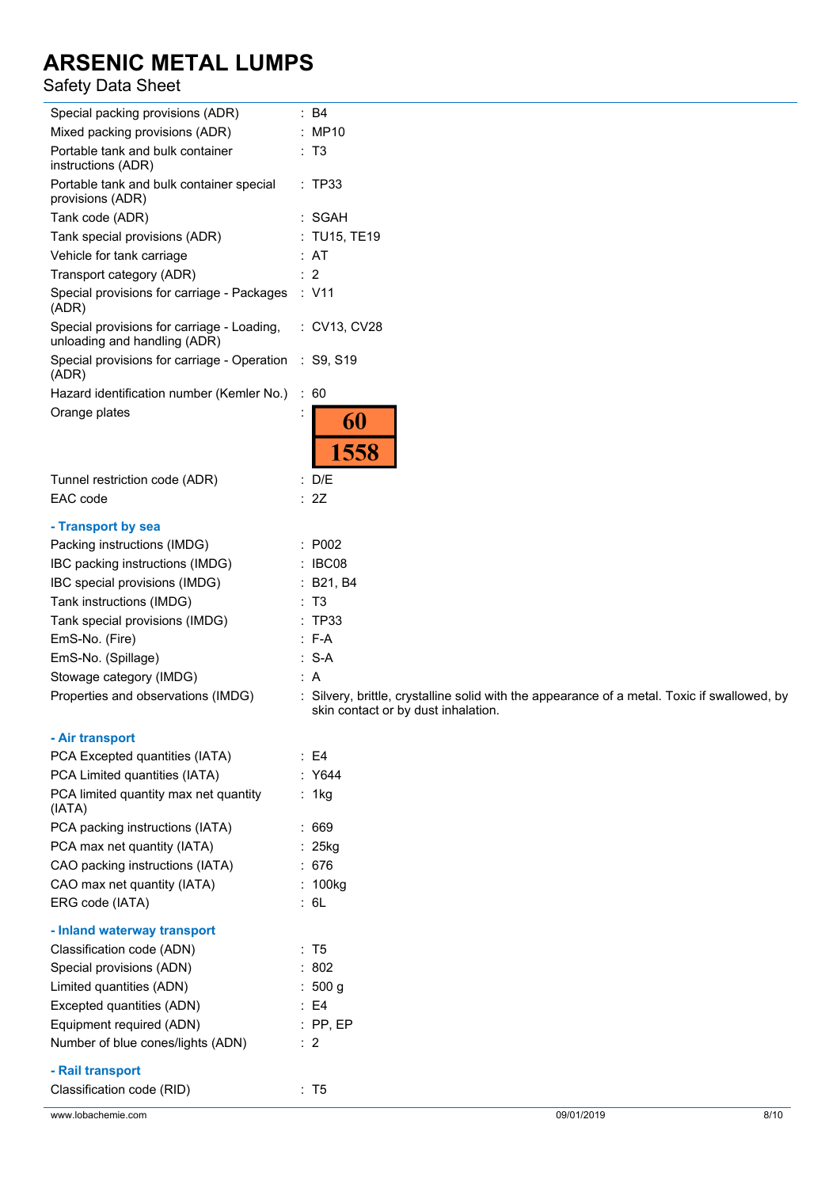| | | |
|---|---|---|
| Special packing provisions (ADR) | : | B4 |
| Mixed packing provisions (ADR) | : | MP10 |
| Portable tank and bulk container instructions (ADR) | : | T3 |
| Portable tank and bulk container special provisions (ADR) | : | TP33 |
| Tank code (ADR) | : | SGAH |
| Tank special provisions (ADR) | : | TU15, TE19 |
| Vehicle for tank carriage | : | AT |
| Transport category (ADR) | : | 2 |
| Special provisions for carriage - Packages (ADR) | : | V11 |
| Special provisions for carriage - Loading, unloading and handling (ADR) | : | CV13, CV28 |
| Special provisions for carriage - Operation (ADR) | : | S9, S19 |
| Hazard identification number (Kemler No.) | : | 60 |
| Orange plates | : | 60 / 1558 |
| Tunnel restriction code (ADR) | : | D/E |
| EAC code | : | 2Z |

**- Transport by sea**

| | | |
|---|---|---|
| Packing instructions (IMDG) | : | P002 |
| IBC packing instructions (IMDG) | : | IBC08 |
| IBC special provisions (IMDG) | : | B21, B4 |
| Tank instructions (IMDG) | : | T3 |
| Tank special provisions (IMDG) | : | TP33 |
| EmS-No. (Fire) | : | F-A |
| EmS-No. (Spillage) | : | S-A |
| Stowage category (IMDG) | : | A |
| Properties and observations (IMDG) | : | Silvery, brittle, crystalline solid with the appearance of a metal. Toxic if swallowed, by skin contact or by dust inhalation. |

**- Air transport**

| | | |
|---|---|---|
| PCA Excepted quantities (IATA) | : | E4 |
| PCA Limited quantities (IATA) | : | Y644 |
| PCA limited quantity max net quantity (IATA) | : | 1kg |
| PCA packing instructions (IATA) | : | 669 |
| PCA max net quantity (IATA) | : | 25kg |
| CAO packing instructions (IATA) | : | 676 |
| CAO max net quantity (IATA) | : | 100kg |
| ERG code (IATA) | : | 6L |

**- Inland waterway transport**

| | | |
|---|---|---|
| Classification code (ADN) | : | T5 |
| Special provisions (ADN) | : | 802 |
| Limited quantities (ADN) | : | 500 g |
| Excepted quantities (ADN) | : | E4 |
| Equipment required (ADN) | : | PP, EP |
| Number of blue cones/lights (ADN) | : | 2 |

**- Rail transport**

| | | |
|---|---|---|
| Classification code (RID) | : | T5 |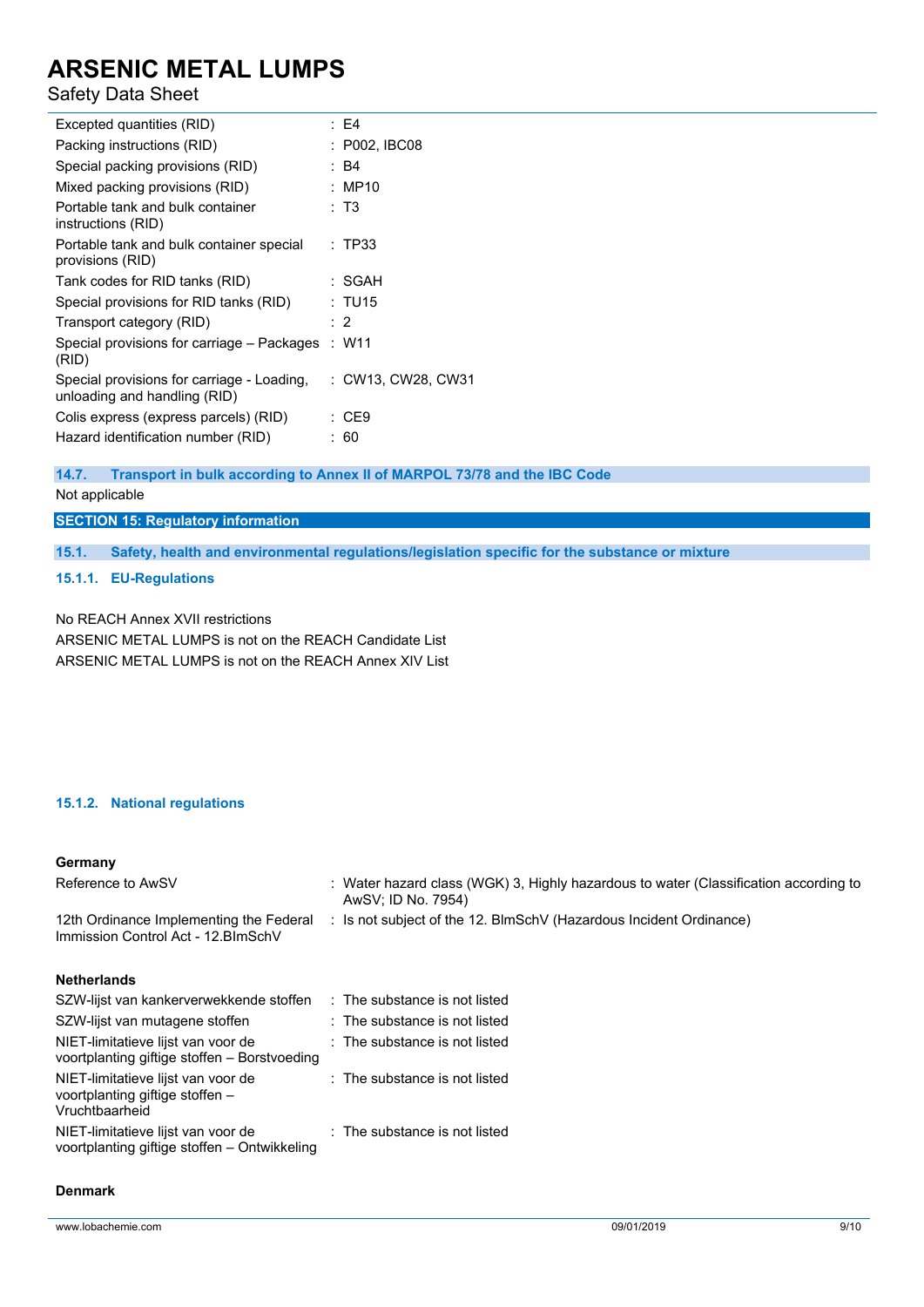| | |
|---|---|
| Excepted quantities (RID) | : E4 |
| Packing instructions (RID) | : P002, IBC08 |
| Special packing provisions (RID) | : B4 |
| Mixed packing provisions (RID) | : MP10 |
| Portable tank and bulk container instructions (RID) | : T3 |
| Portable tank and bulk container special provisions (RID) | : TP33 |
| Tank codes for RID tanks (RID) | : SGAH |
| Special provisions for RID tanks (RID) | : TU15 |
| Transport category (RID) | : 2 |
| Special provisions for carriage – Packages (RID) | : W11 |
| Special provisions for carriage - Loading, unloading and handling (RID) | : CW13, CW28, CW31 |
| Colis express (express parcels) (RID) | : CE9 |
| Hazard identification number (RID) | : 60 |

### 14.7. Transport in bulk according to Annex II of MARPOL 73/78 and the IBC Code

Not applicable

## SECTION 15: Regulatory information

### 15.1. Safety, health and environmental regulations/legislation specific for the substance or mixture

#### 15.1.1. EU-Regulations

No REACH Annex XVII restrictions

ARSENIC METAL LUMPS is not on the REACH Candidate List

ARSENIC METAL LUMPS is not on the REACH Annex XIV List

#### 15.1.2. National regulations

**Germany**

| | |
|---|---|
| Reference to AwSV | : Water hazard class (WGK) 3, Highly hazardous to water (Classification according to AwSV; ID No. 7954) |
| 12th Ordinance Implementing the Federal Immission Control Act - 12.BImSchV | : Is not subject of the 12. BlmSchV (Hazardous Incident Ordinance) |

**Netherlands**

| | |
|---|---|
| SZW-lijst van kankerverwekkende stoffen | : The substance is not listed |
| SZW-lijst van mutagene stoffen | : The substance is not listed |
| NIET-limitatieve lijst van voor de voortplanting giftige stoffen – Borstvoeding | : The substance is not listed |
| NIET-limitatieve lijst van voor de voortplanting giftige stoffen – Vruchtbaarheid | : The substance is not listed |
| NIET-limitatieve lijst van voor de voortplanting giftige stoffen – Ontwikkeling | : The substance is not listed |

**Denmark**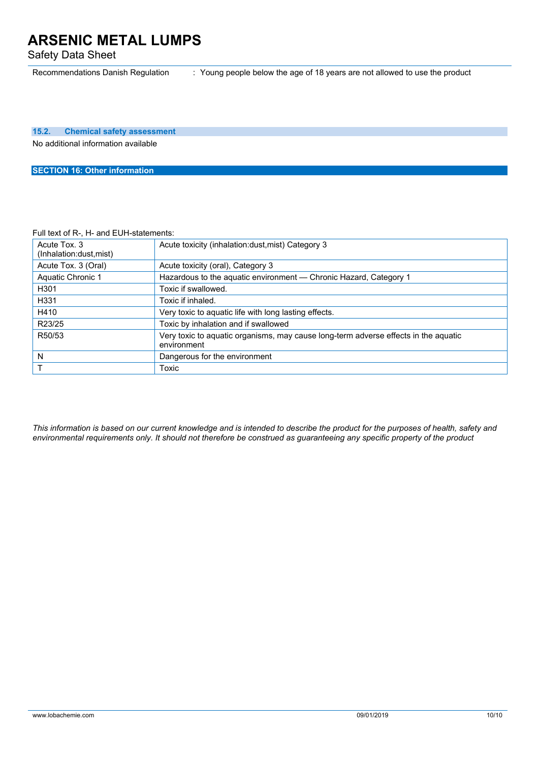Recommendations Danish Regulation : Young people below the age of 18 years are not allowed to use the product

### 15.2. Chemical safety assessment

No additional information available

## SECTION 16: Other information

Full text of R-, H- and EUH-statements:

| | |
|---|---|
| Acute Tox. 3 (Inhalation:dust,mist) | Acute toxicity (inhalation:dust,mist) Category 3 |
| Acute Tox. 3 (Oral) | Acute toxicity (oral), Category 3 |
| Aquatic Chronic 1 | Hazardous to the aquatic environment — Chronic Hazard, Category 1 |
| H301 | Toxic if swallowed. |
| H331 | Toxic if inhaled. |
| H410 | Very toxic to aquatic life with long lasting effects. |
| R23/25 | Toxic by inhalation and if swallowed |
| R50/53 | Very toxic to aquatic organisms, may cause long-term adverse effects in the aquatic environment |
| N | Dangerous for the environment |
| T | Toxic |

*This information is based on our current knowledge and is intended to describe the product for the purposes of health, safety and environmental requirements only. It should not therefore be construed as guaranteeing any specific property of the product*